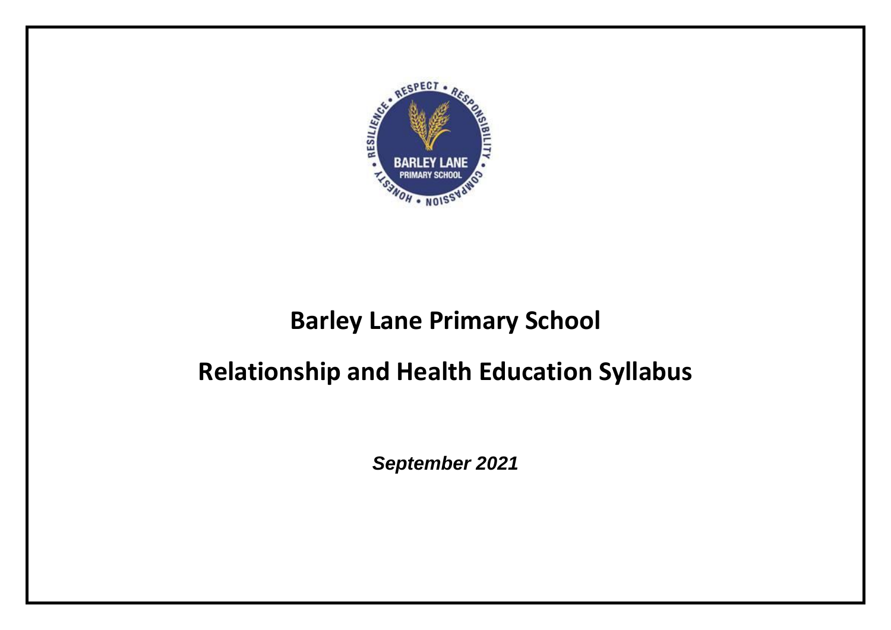# Barley Lane Primary School

# Relationship and Health Education Syllabus

***September 2021***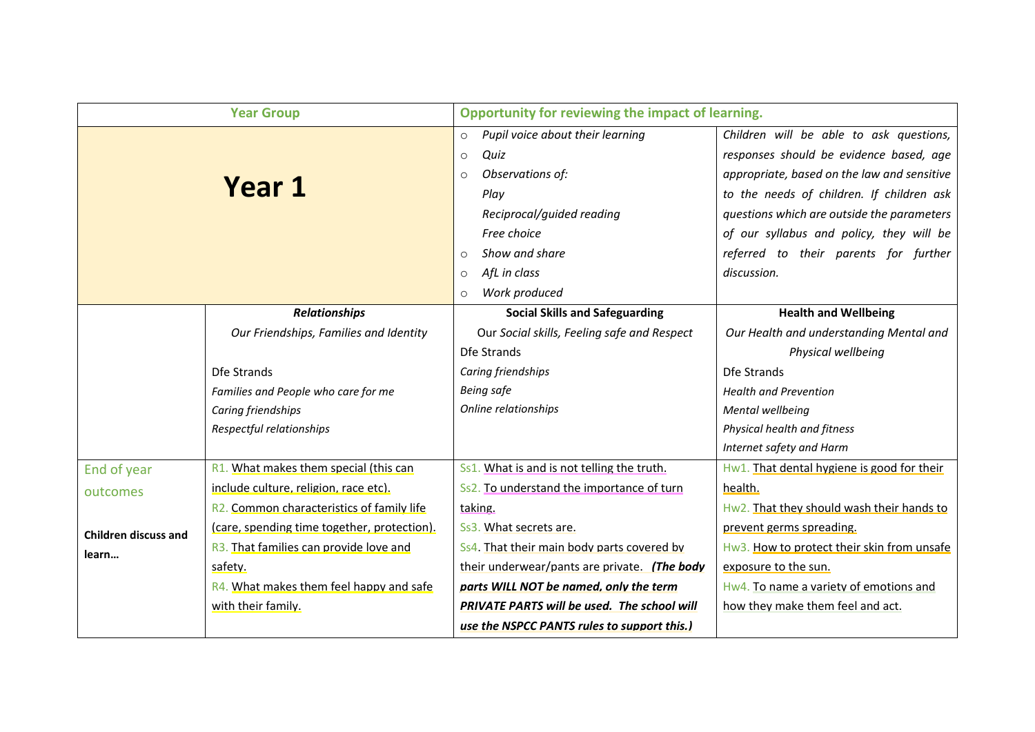| Year Group | | Opportunity for reviewing the impact of learning. | |
|---|---|---|---|
| **Year 1** | | ○ *Pupil voice about their learning*<br>○ *Quiz*<br>○ *Observations of:*<br>*Play*<br>*Reciprocal/guided reading*<br>*Free choice*<br>○ *Show and share*<br>○ *AfL in class*<br>○ *Work produced* | *Children will be able to ask questions, responses should be evidence based, age appropriate, based on the law and sensitive to the needs of children. If children ask questions which are outside the parameters of our syllabus and policy, they will be referred to their parents for further discussion.* |
| | ***Relationships***<br>*Our Friendships, Families and Identity*<br><br>Dfe Strands<br>*Families and People who care for me*<br>*Caring friendships*<br>*Respectful relationships* | **Social Skills and Safeguarding**<br>Our *Social skills, Feeling safe and Respect*<br>Dfe Strands<br>*Caring friendships*<br>*Being safe*<br>*Online relationships* | **Health and Wellbeing**<br>*Our Health and understanding Mental and Physical wellbeing*<br>Dfe Strands<br>*Health and Prevention*<br>*Mental wellbeing*<br>*Physical health and fitness*<br>*Internet safety and Harm* |
| End of year outcomes<br><br>**Children discuss and learn…** | R1. What makes them special (this can include culture, religion, race etc).<br>R2. Common characteristics of family life (care, spending time together, protection).<br>R3. That families can provide love and safety.<br>R4. What makes them feel happy and safe with their family. | Ss1. What is and is not telling the truth.<br>Ss2. To understand the importance of turn taking.<br>Ss3. What secrets are.<br>Ss4. That their main body parts covered by their underwear/pants are private. ***(The body parts WILL NOT be named, only the term PRIVATE PARTS will be used. The school will use the NSPCC PANTS rules to support this.)*** | Hw1. That dental hygiene is good for their health.<br>Hw2. That they should wash their hands to prevent germs spreading.<br>Hw3. How to protect their skin from unsafe exposure to the sun.<br>Hw4. To name a variety of emotions and how they make them feel and act. |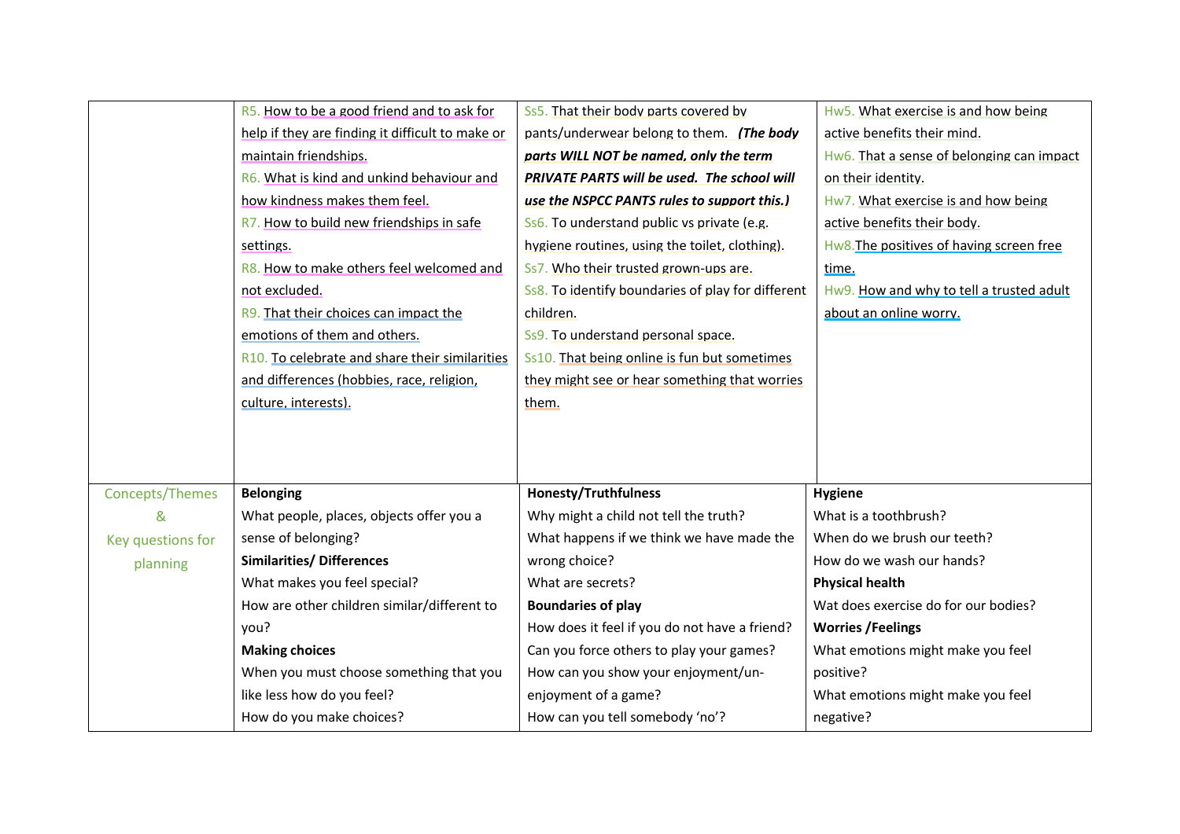| | | | |
|---|---|---|---|
| | R5. How to be a good friend and to ask for help if they are finding it difficult to make or maintain friendships.<br>R6. What is kind and unkind behaviour and how kindness makes them feel.<br>R7. How to build new friendships in safe settings.<br>R8. How to make others feel welcomed and not excluded.<br>R9. That their choices can impact the emotions of them and others.<br>R10. To celebrate and share their similarities and differences (hobbies, race, religion, culture, interests). | Ss5. That their body parts covered by pants/underwear belong to them. ***(The body parts WILL NOT be named, only the term PRIVATE PARTS will be used. The school will use the NSPCC PANTS rules to support this.)***<br>Ss6. To understand public vs private (e.g. hygiene routines, using the toilet, clothing).<br>Ss7. Who their trusted grown-ups are.<br>Ss8. To identify boundaries of play for different children.<br>Ss9. To understand personal space.<br>Ss10. That being online is fun but sometimes they might see or hear something that worries them. | Hw5. What exercise is and how being active benefits their mind.<br>Hw6. That a sense of belonging can impact on their identity.<br>Hw7. What exercise is and how being active benefits their body.<br>Hw8.The positives of having screen free time.<br>Hw9. How and why to tell a trusted adult about an online worry. |
| Concepts/Themes & Key questions for planning | **Belonging**<br>What people, places, objects offer you a sense of belonging?<br>**Similarities/ Differences**<br>What makes you feel special?<br>How are other children similar/different to you?<br>**Making choices**<br>When you must choose something that you like less how do you feel?<br>How do you make choices? | **Honesty/Truthfulness**<br>Why might a child not tell the truth?<br>What happens if we think we have made the wrong choice?<br>What are secrets?<br>**Boundaries of play**<br>How does it feel if you do not have a friend?<br>Can you force others to play your games?<br>How can you show your enjoyment/un-enjoyment of a game?<br>How can you tell somebody 'no'? | **Hygiene**<br>What is a toothbrush?<br>When do we brush our teeth?<br>How do we wash our hands?<br>**Physical health**<br>Wat does exercise do for our bodies?<br>**Worries /Feelings**<br>What emotions might make you feel positive?<br>What emotions might make you feel negative? |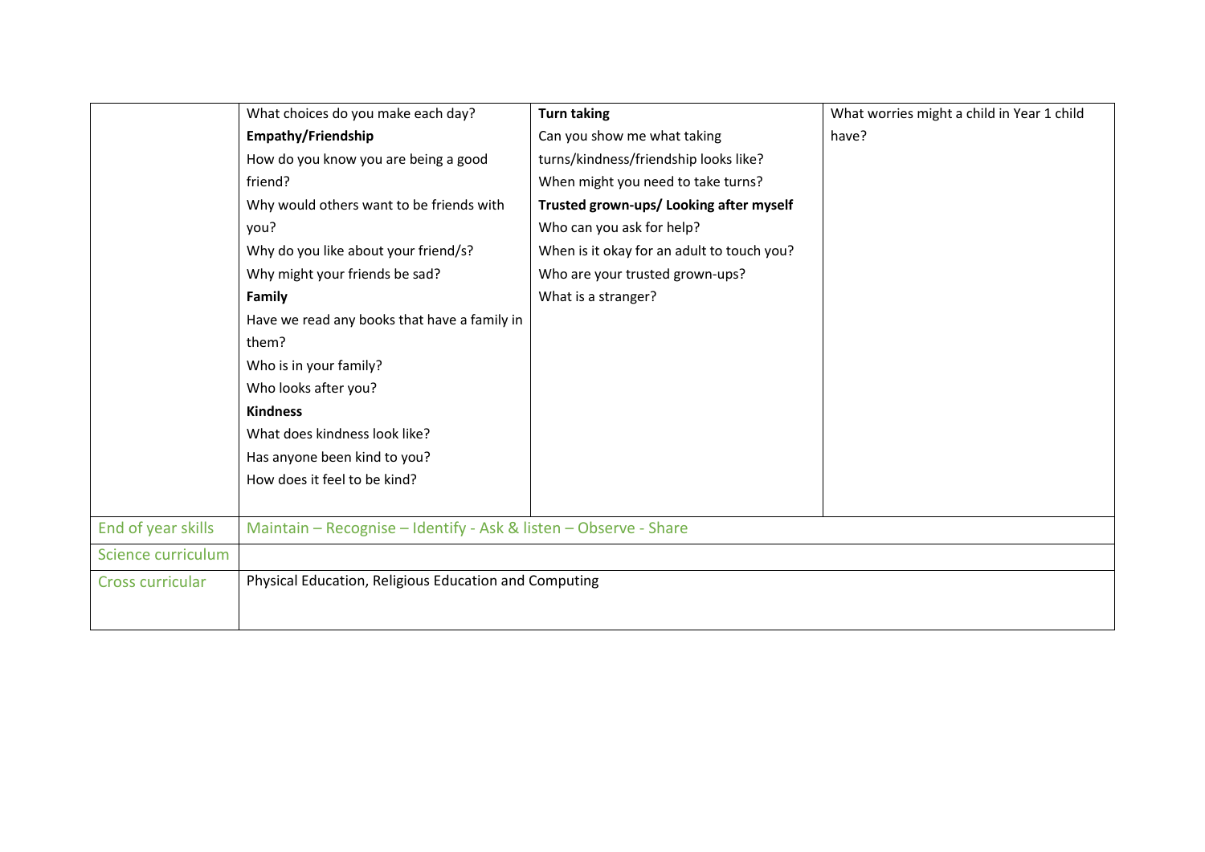| | | | |
|---|---|---|---|
| | What choices do you make each day?<br>**Empathy/Friendship**<br>How do you know you are being a good friend?<br>Why would others want to be friends with you?<br>Why do you like about your friend/s?<br>Why might your friends be sad?<br>**Family**<br>Have we read any books that have a family in them?<br>Who is in your family?<br>Who looks after you?<br>**Kindness**<br>What does kindness look like?<br>Has anyone been kind to you?<br>How does it feel to be kind? | **Turn taking**<br>Can you show me what taking turns/kindness/friendship looks like?<br>When might you need to take turns?<br>**Trusted grown-ups/ Looking after myself**<br>Who can you ask for help?<br>When is it okay for an adult to touch you?<br>Who are your trusted grown-ups?<br>What is a stranger? | What worries might a child in Year 1 child have? |
| End of year skills | Maintain – Recognise – Identify - Ask & listen – Observe - Share | | |
| Science curriculum | | | |
| Cross curricular | Physical Education, Religious Education and Computing | | |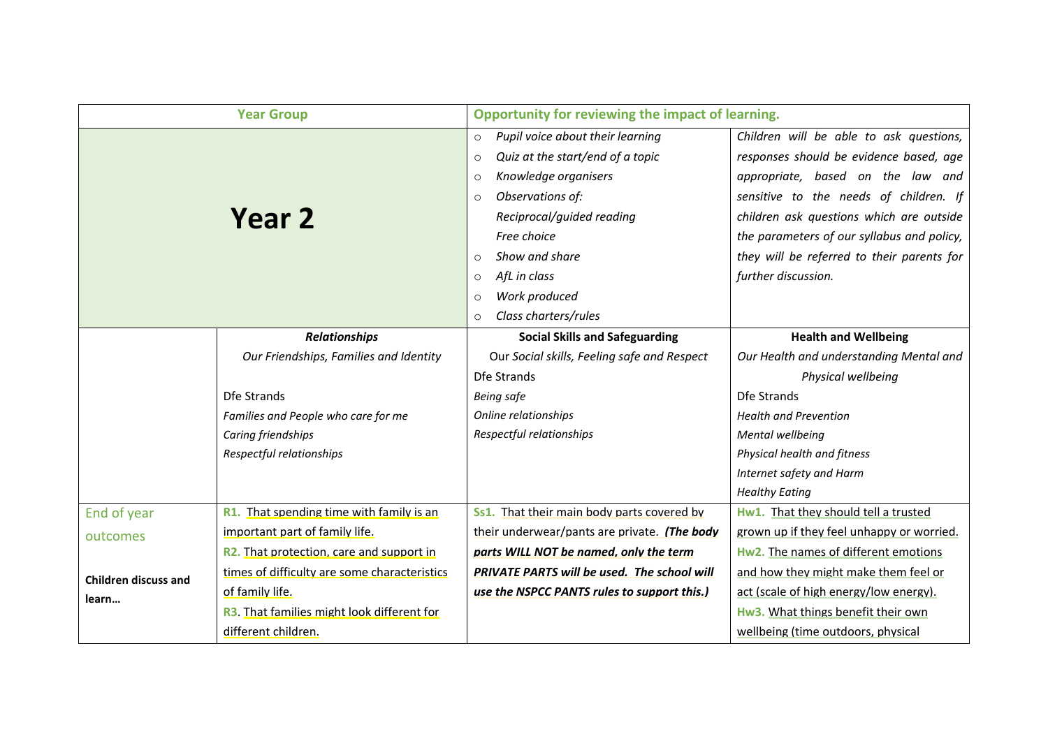| Year Group | | Opportunity for reviewing the impact of learning. | |
|---|---|---|---|
| **Year 2** | | ○ *Pupil voice about their learning*<br>○ *Quiz at the start/end of a topic*<br>○ *Knowledge organisers*<br>○ *Observations of:*<br>*Reciprocal/guided reading*<br>*Free choice*<br>○ *Show and share*<br>○ *AfL in class*<br>○ *Work produced*<br>○ *Class charters/rules* | *Children will be able to ask questions, responses should be evidence based, age appropriate, based on the law and sensitive to the needs of children. If children ask questions which are outside the parameters of our syllabus and policy, they will be referred to their parents for further discussion.* |
| | ***Relationships***<br>*Our Friendships, Families and Identity*<br><br>Dfe Strands<br>*Families and People who care for me*<br>*Caring friendships*<br>*Respectful relationships* | **Social Skills and Safeguarding**<br>Our *Social skills, Feeling safe and Respect*<br>Dfe Strands<br>*Being safe*<br>*Online relationships*<br>*Respectful relationships* | **Health and Wellbeing**<br>*Our Health and understanding Mental and Physical wellbeing*<br>Dfe Strands<br>*Health and Prevention*<br>*Mental wellbeing*<br>*Physical health and fitness*<br>*Internet safety and Harm*<br>*Healthy Eating* |
| End of year outcomes<br><br>**Children discuss and learn…** | **R1.** That spending time with family is an important part of family life.<br>**R2.** That protection, care and support in times of difficulty are some characteristics of family life.<br>**R3**. That families might look different for different children. | **Ss1.** That their main body parts covered by their underwear/pants are private. ***(The body parts WILL NOT be named, only the term PRIVATE PARTS will be used. The school will use the NSPCC PANTS rules to support this.)*** | **Hw1.** That they should tell a trusted grown up if they feel unhappy or worried.<br>**Hw2.** The names of different emotions and how they might make them feel or act (scale of high energy/low energy).<br>**Hw3.** What things benefit their own wellbeing (time outdoors, physical |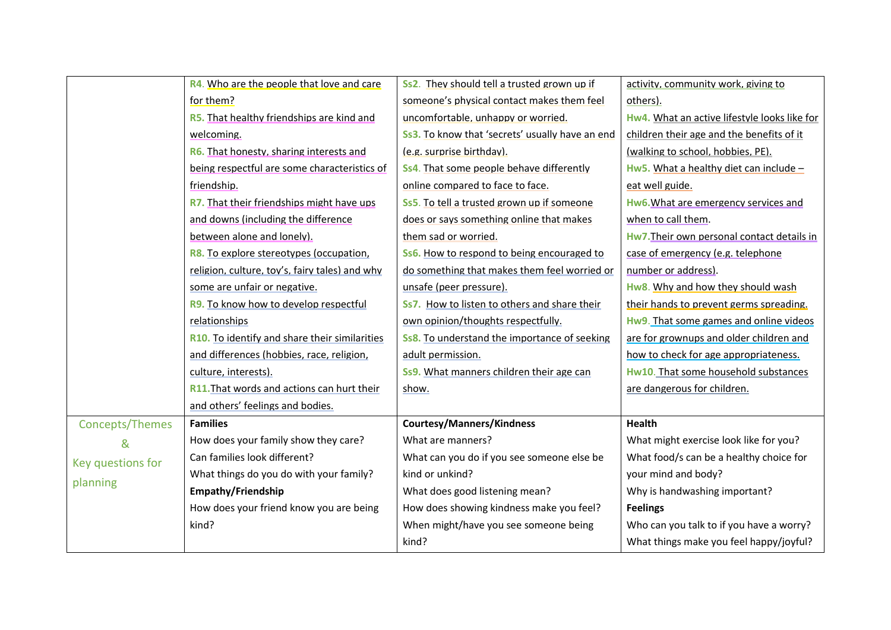| | | | |
|---|---|---|---|
| | **R4.** Who are the people that love and care for them?<br>**R5.** That healthy friendships are kind and welcoming.<br>**R6.** That honesty, sharing interests and being respectful are some characteristics of friendship.<br>**R7.** That their friendships might have ups and downs (including the difference between alone and lonely).<br>**R8.** To explore stereotypes (occupation, religion, culture, toy's, fairy tales) and why some are unfair or negative.<br>**R9.** To know how to develop respectful relationships<br>**R10.** To identify and share their similarities and differences (hobbies, race, religion, culture, interests).<br>**R11.** That words and actions can hurt their and others' feelings and bodies. | **Ss2.** They should tell a trusted grown up if someone's physical contact makes them feel uncomfortable, unhappy or worried.<br>**Ss3.** To know that 'secrets' usually have an end (e.g. surprise birthday).<br>**Ss4.** That some people behave differently online compared to face to face.<br>**Ss5.** To tell a trusted grown up if someone does or says something online that makes them sad or worried.<br>**Ss6.** How to respond to being encouraged to do something that makes them feel worried or unsafe (peer pressure).<br>**Ss7.** How to listen to others and share their own opinion/thoughts respectfully.<br>**Ss8.** To understand the importance of seeking adult permission.<br>**Ss9.** What manners children their age can show. | activity, community work, giving to others).<br>**Hw4.** What an active lifestyle looks like for children their age and the benefits of it (walking to school, hobbies, PE).<br>**Hw5.** What a healthy diet can include – eat well guide.<br>**Hw6.** What are emergency services and when to call them.<br>**Hw7.** Their own personal contact details in case of emergency (e.g. telephone number or address).<br>**Hw8.** Why and how they should wash their hands to prevent germs spreading.<br>**Hw9.** That some games and online videos are for grownups and older children and how to check for age appropriateness.<br>**Hw10.** That some household substances are dangerous for children. |
| Concepts/Themes & Key questions for planning | **Families**<br>How does your family show they care?<br>Can families look different?<br>What things do you do with your family?<br>**Empathy/Friendship**<br>How does your friend know you are being kind? | **Courtesy/Manners/Kindness**<br>What are manners?<br>What can you do if you see someone else be kind or unkind?<br>What does good listening mean?<br>How does showing kindness make you feel?<br>When might/have you see someone being kind? | **Health**<br>What might exercise look like for you?<br>What food/s can be a healthy choice for your mind and body?<br>Why is handwashing important?<br>**Feelings**<br>Who can you talk to if you have a worry?<br>What things make you feel happy/joyful? |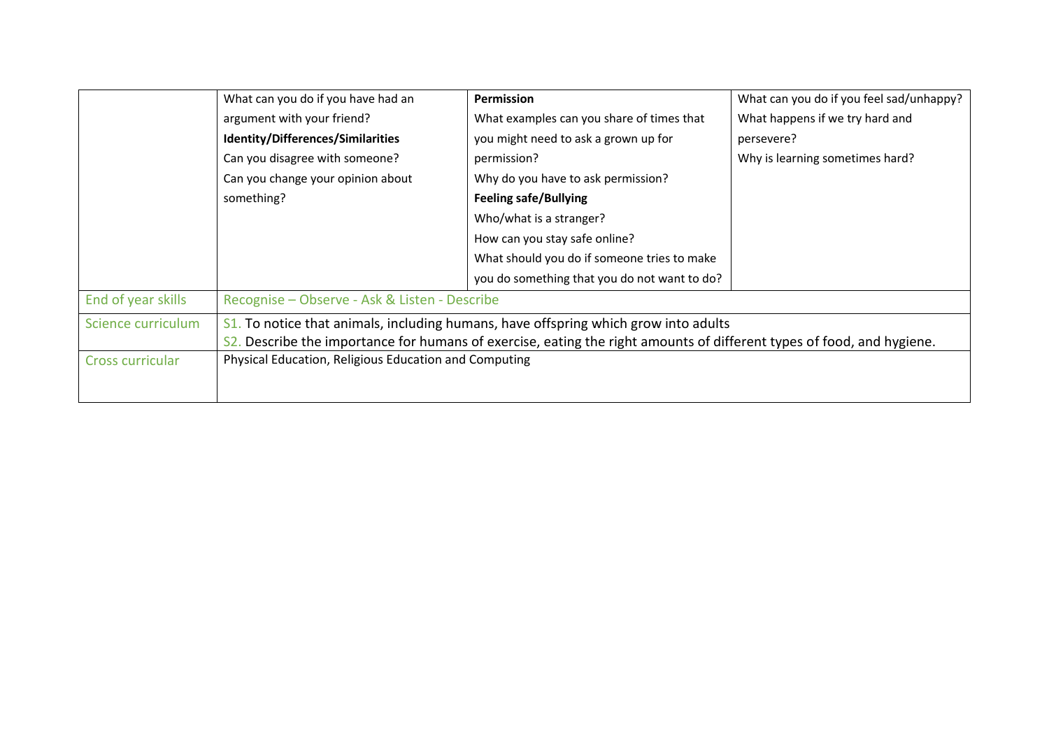|  |  |  |  |
|---|---|---|---|
|  | What can you do if you have had an argument with your friend?<br>**Identity/Differences/Similarities**<br>Can you disagree with someone?<br>Can you change your opinion about something? | **Permission**<br>What examples can you share of times that you might need to ask a grown up for permission?<br>Why do you have to ask permission?<br>**Feeling safe/Bullying**<br>Who/what is a stranger?<br>How can you stay safe online?<br>What should you do if someone tries to make you do something that you do not want to do? | What can you do if you feel sad/unhappy?<br>What happens if we try hard and persevere?<br>Why is learning sometimes hard? |
| End of year skills | Recognise – Observe - Ask & Listen - Describe | | |
| Science curriculum | S1. To notice that animals, including humans, have offspring which grow into adults<br>S2. Describe the importance for humans of exercise, eating the right amounts of different types of food, and hygiene. | | |
| Cross curricular | Physical Education, Religious Education and Computing | | |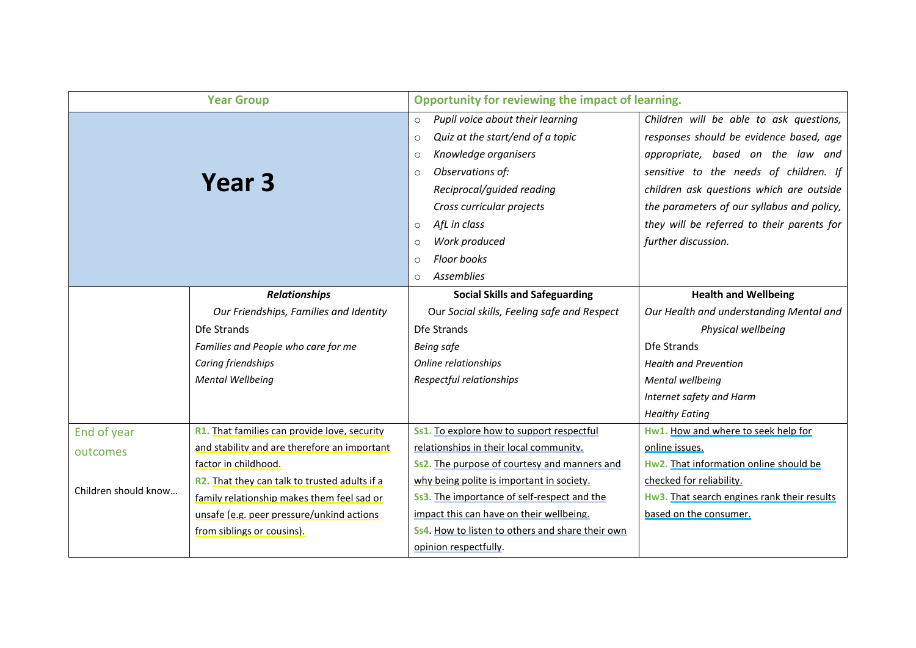| Year Group | | Opportunity for reviewing the impact of learning. | |
|---|---|---|---|
| **Year 3** | | ○ *Pupil voice about their learning*<br>○ *Quiz at the start/end of a topic*<br>○ *Knowledge organisers*<br>○ *Observations of:*<br>*Reciprocal/guided reading*<br>*Cross curricular projects*<br>○ *AfL in class*<br>○ *Work produced*<br>○ *Floor books*<br>○ *Assemblies* | *Children will be able to ask questions, responses should be evidence based, age appropriate, based on the law and sensitive to the needs of children. If children ask questions which are outside the parameters of our syllabus and policy, they will be referred to their parents for further discussion.* |
| | ***Relationships***<br>*Our Friendships, Families and Identity*<br>Dfe Strands<br>*Families and People who care for me*<br>*Caring friendships*<br>*Mental Wellbeing* | **Social Skills and Safeguarding**<br>Our *Social skills, Feeling safe and Respect*<br>Dfe Strands<br>*Being safe*<br>*Online relationships*<br>*Respectful relationships* | **Health and Wellbeing**<br>*Our Health and understanding Mental and Physical wellbeing*<br>Dfe Strands<br>*Health and Prevention*<br>*Mental wellbeing*<br>*Internet safety and Harm*<br>*Healthy Eating* |
| End of year outcomes<br><br>Children should know… | R1. That families can provide love, security and stability and are therefore an important factor in childhood.<br>R2. That they can talk to trusted adults if a family relationship makes them feel sad or unsafe (e.g. peer pressure/unkind actions from siblings or cousins). | Ss1. To explore how to support respectful relationships in their local community.<br>Ss2. The purpose of courtesy and manners and why being polite is important in society.<br>Ss3. The importance of self-respect and the impact this can have on their wellbeing.<br>Ss4. How to listen to others and share their own opinion respectfully. | Hw1. How and where to seek help for online issues.<br>Hw2. That information online should be checked for reliability.<br>Hw3. That search engines rank their results based on the consumer. |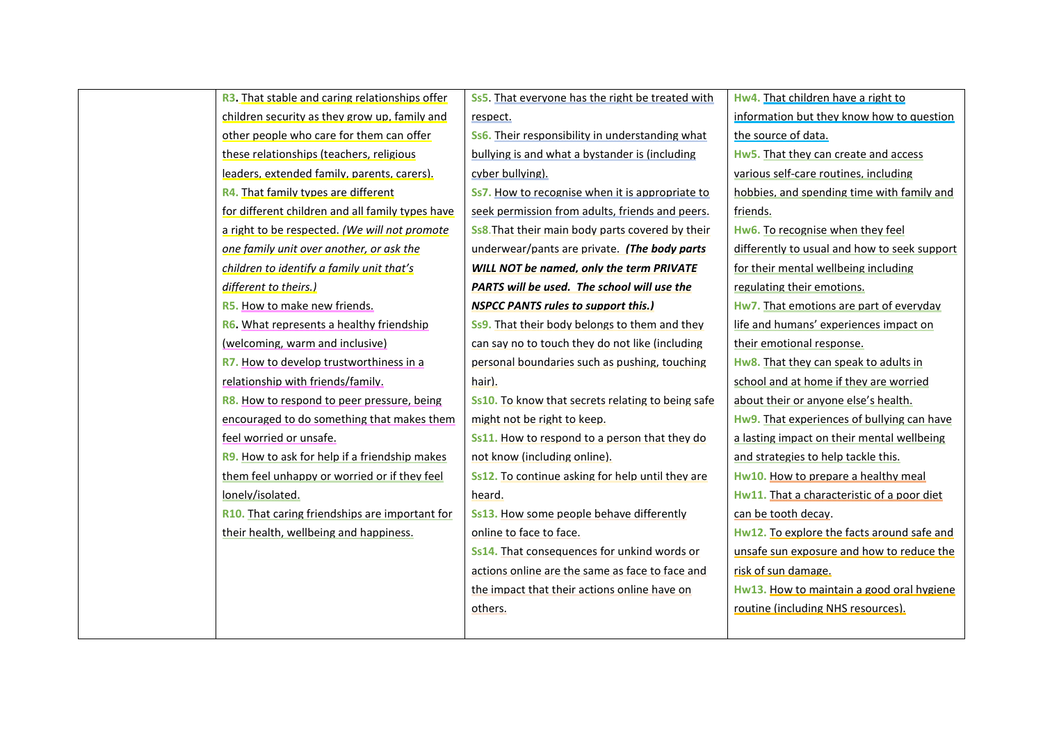| | | | |
|---|---|---|---|
| | **R3.** That stable and caring relationships offer children security as they grow up, family and other people who care for them can offer these relationships (teachers, religious leaders, extended family, parents, carers).<br>**R4.** That family types are different for different children and all family types have a right to be respected. *(We will not promote one family unit over another, or ask the children to identify a family unit that's different to theirs.)*<br>**R5.** How to make new friends.<br>**R6.** What represents a healthy friendship (welcoming, warm and inclusive)<br>**R7.** How to develop trustworthiness in a relationship with friends/family.<br>**R8.** How to respond to peer pressure, being encouraged to do something that makes them feel worried or unsafe.<br>**R9.** How to ask for help if a friendship makes them feel unhappy or worried or if they feel lonely/isolated.<br>**R10.** That caring friendships are important for their health, wellbeing and happiness. | **Ss5.** That everyone has the right be treated with respect.<br>**Ss6.** Their responsibility in understanding what bullying is and what a bystander is (including cyber bullying).<br>**Ss7.** How to recognise when it is appropriate to seek permission from adults, friends and peers.<br>**Ss8.** That their main body parts covered by their underwear/pants are private. ***(The body parts WILL NOT be named, only the term PRIVATE PARTS will be used. The school will use the NSPCC PANTS rules to support this.)***<br>**Ss9.** That their body belongs to them and they can say no to touch they do not like (including personal boundaries such as pushing, touching hair).<br>**Ss10.** To know that secrets relating to being safe might not be right to keep.<br>**Ss11.** How to respond to a person that they do not know (including online).<br>**Ss12.** To continue asking for help until they are heard.<br>**Ss13.** How some people behave differently online to face to face.<br>**Ss14.** That consequences for unkind words or actions online are the same as face to face and the impact that their actions online have on others. | **Hw4.** That children have a right to information but they know how to question the source of data.<br>**Hw5.** That they can create and access various self-care routines, including hobbies, and spending time with family and friends.<br>**Hw6.** To recognise when they feel differently to usual and how to seek support for their mental wellbeing including regulating their emotions.<br>**Hw7.** That emotions are part of everyday life and humans' experiences impact on their emotional response.<br>**Hw8.** That they can speak to adults in school and at home if they are worried about their or anyone else's health.<br>**Hw9.** That experiences of bullying can have a lasting impact on their mental wellbeing and strategies to help tackle this.<br>**Hw10.** How to prepare a healthy meal<br>**Hw11.** That a characteristic of a poor diet can be tooth decay.<br>**Hw12.** To explore the facts around safe and unsafe sun exposure and how to reduce the risk of sun damage.<br>**Hw13.** How to maintain a good oral hygiene routine (including NHS resources). |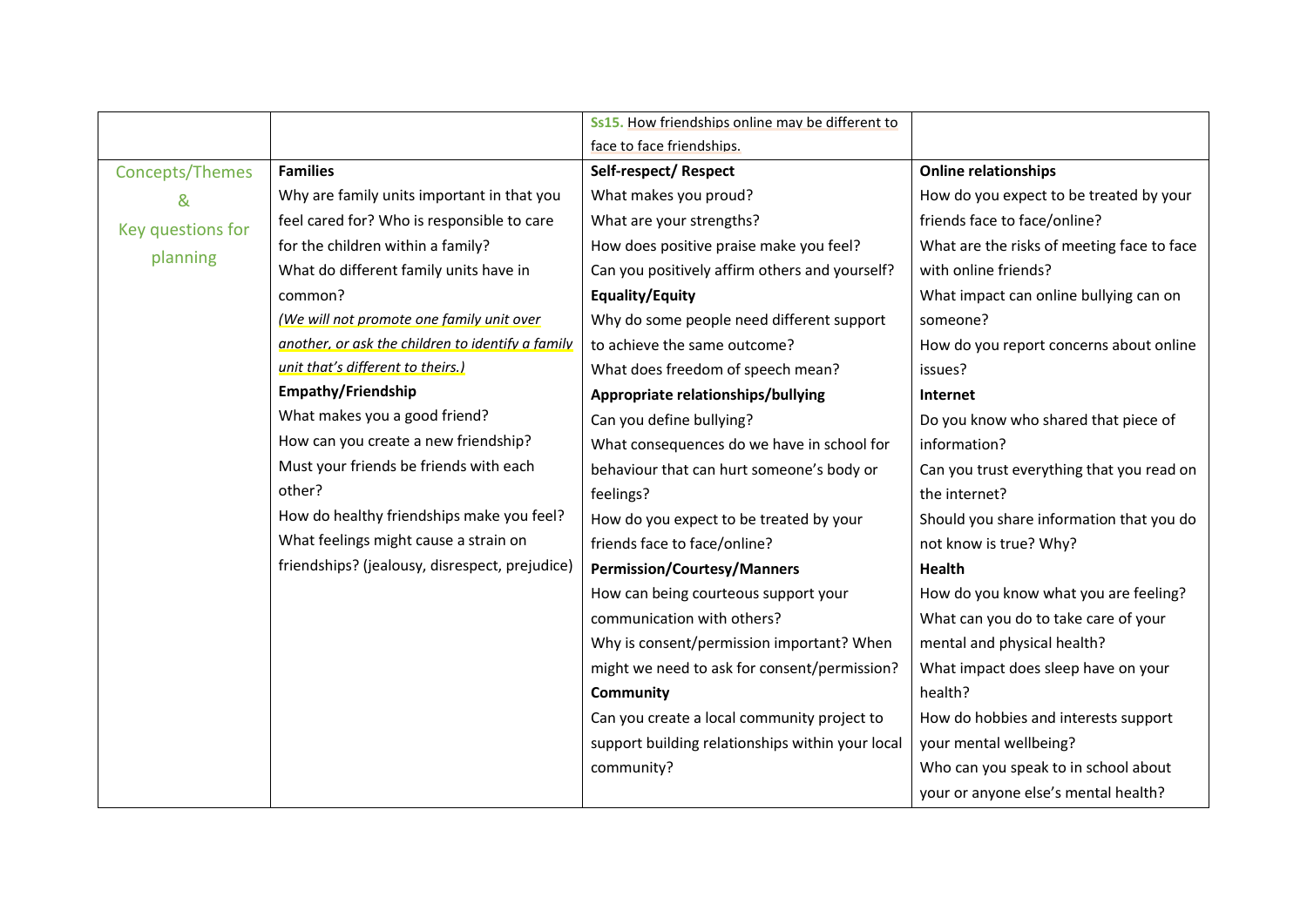| | | | |
|---|---|---|---|
| | | **Ss15.** How friendships online may be different to face to face friendships. | |
| Concepts/Themes & Key questions for planning | **Families**<br>Why are family units important in that you feel cared for? Who is responsible to care for the children within a family?<br>What do different family units have in common?<br>*(We will not promote one family unit over another, or ask the children to identify a family unit that's different to theirs.)*<br>**Empathy/Friendship**<br>What makes you a good friend?<br>How can you create a new friendship?<br>Must your friends be friends with each other?<br>How do healthy friendships make you feel?<br>What feelings might cause a strain on friendships? (jealousy, disrespect, prejudice) | **Self-respect/ Respect**<br>What makes you proud?<br>What are your strengths?<br>How does positive praise make you feel?<br>Can you positively affirm others and yourself?<br>**Equality/Equity**<br>Why do some people need different support to achieve the same outcome?<br>What does freedom of speech mean?<br>**Appropriate relationships/bullying**<br>Can you define bullying?<br>What consequences do we have in school for behaviour that can hurt someone's body or feelings?<br>How do you expect to be treated by your friends face to face/online?<br>**Permission/Courtesy/Manners**<br>How can being courteous support your communication with others?<br>Why is consent/permission important? When might we need to ask for consent/permission?<br>**Community**<br>Can you create a local community project to support building relationships within your local community? | **Online relationships**<br>How do you expect to be treated by your friends face to face/online?<br>What are the risks of meeting face to face with online friends?<br>What impact can online bullying can on someone?<br>How do you report concerns about online issues?<br>**Internet**<br>Do you know who shared that piece of information?<br>Can you trust everything that you read on the internet?<br>Should you share information that you do not know is true? Why?<br>**Health**<br>How do you know what you are feeling?<br>What can you do to take care of your mental and physical health?<br>What impact does sleep have on your health?<br>How do hobbies and interests support your mental wellbeing?<br>Who can you speak to in school about your or anyone else's mental health? |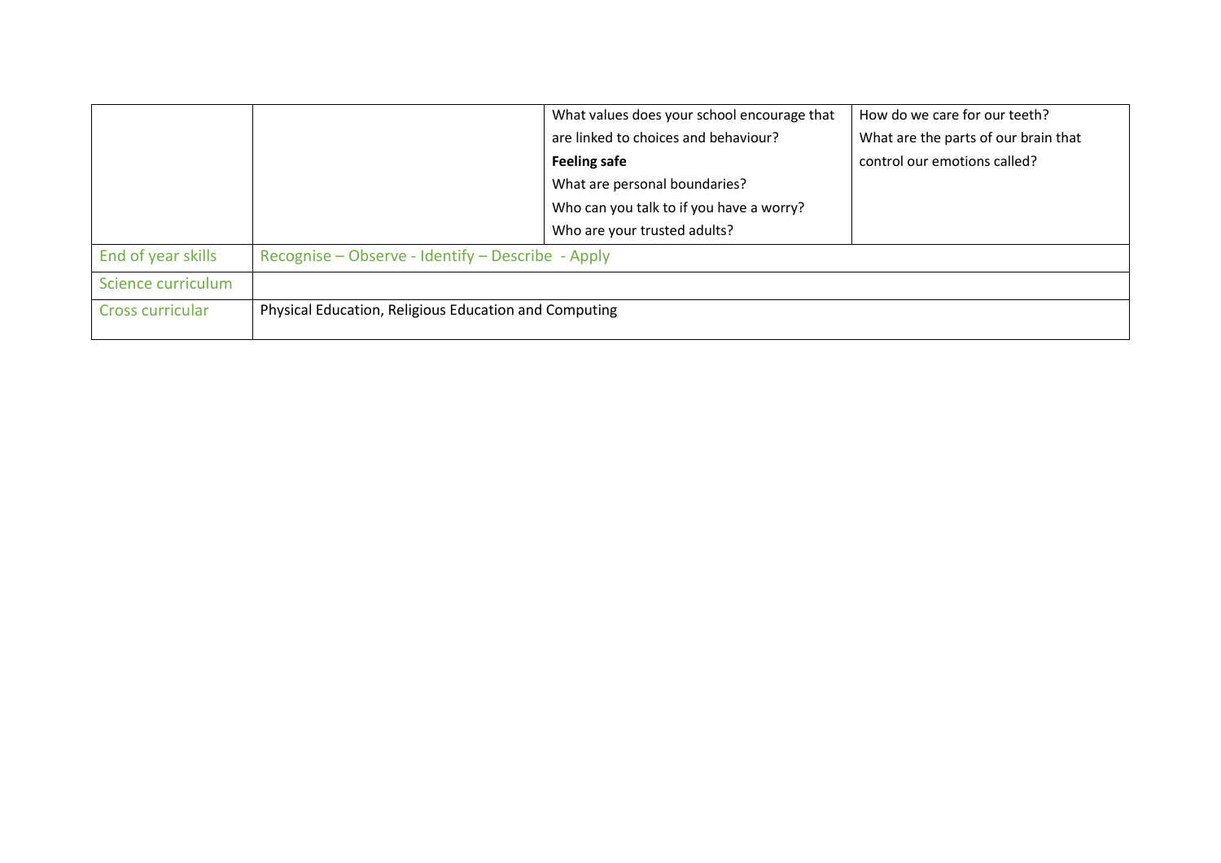| | | | |
|---|---|---|---|
| | | What values does your school encourage that are linked to choices and behaviour?<br>**Feeling safe**<br>What are personal boundaries?<br>Who can you talk to if you have a worry?<br>Who are your trusted adults? | How do we care for our teeth?<br>What are the parts of our brain that control our emotions called? |
| End of year skills | Recognise – Observe - Identify – Describe - Apply | | |
| Science curriculum | | | |
| Cross curricular | Physical Education, Religious Education and Computing | | |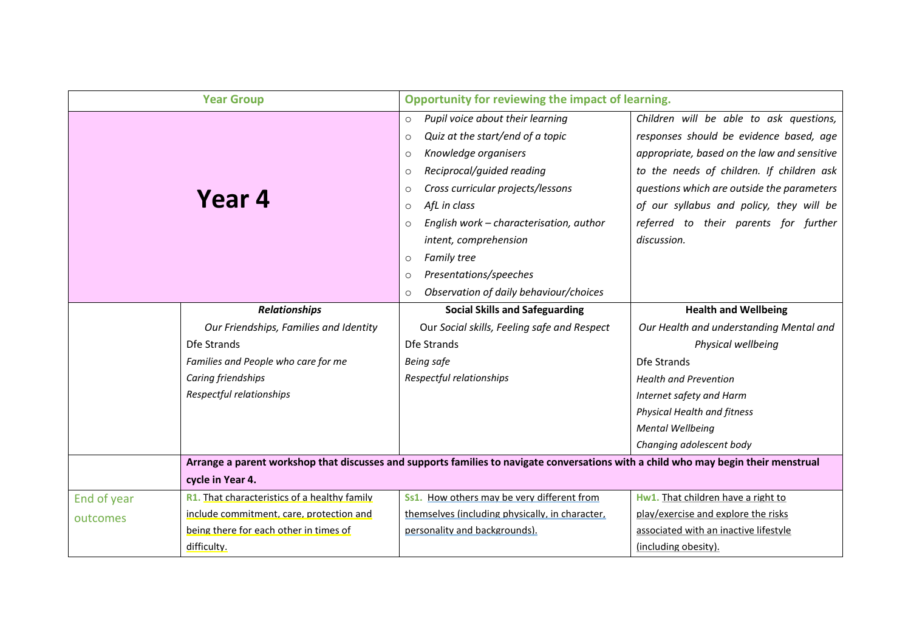| Year Group | | Opportunity for reviewing the impact of learning. | |
|---|---|---|---|
| **Year 4** | | ○ *Pupil voice about their learning*<br>○ *Quiz at the start/end of a topic*<br>○ *Knowledge organisers*<br>○ *Reciprocal/guided reading*<br>○ *Cross curricular projects/lessons*<br>○ *AfL in class*<br>○ *English work – characterisation, author intent, comprehension*<br>○ *Family tree*<br>○ *Presentations/speeches*<br>○ *Observation of daily behaviour/choices* | *Children will be able to ask questions, responses should be evidence based, age appropriate, based on the law and sensitive to the needs of children. If children ask questions which are outside the parameters of our syllabus and policy, they will be referred to their parents for further discussion.* |
| | ***Relationships***<br>*Our Friendships, Families and Identity*<br>Dfe Strands<br>*Families and People who care for me*<br>*Caring friendships*<br>*Respectful relationships* | **Social Skills and Safeguarding**<br>Our *Social skills, Feeling safe and Respect*<br>Dfe Strands<br>*Being safe*<br>*Respectful relationships* | **Health and Wellbeing**<br>*Our Health and understanding Mental and Physical wellbeing*<br>Dfe Strands<br>*Health and Prevention*<br>*Internet safety and Harm*<br>*Physical Health and fitness*<br>*Mental Wellbeing*<br>*Changing adolescent body* |
| | **Arrange a parent workshop that discusses and supports families to navigate conversations with a child who may begin their menstrual cycle in Year 4.** | | |
| End of year outcomes | **R1.** That characteristics of a healthy family include commitment, care, protection and being there for each other in times of difficulty. | **Ss1.** How others may be very different from themselves (including physically, in character, personality and backgrounds). | **Hw1.** That children have a right to play/exercise and explore the risks associated with an inactive lifestyle (including obesity). |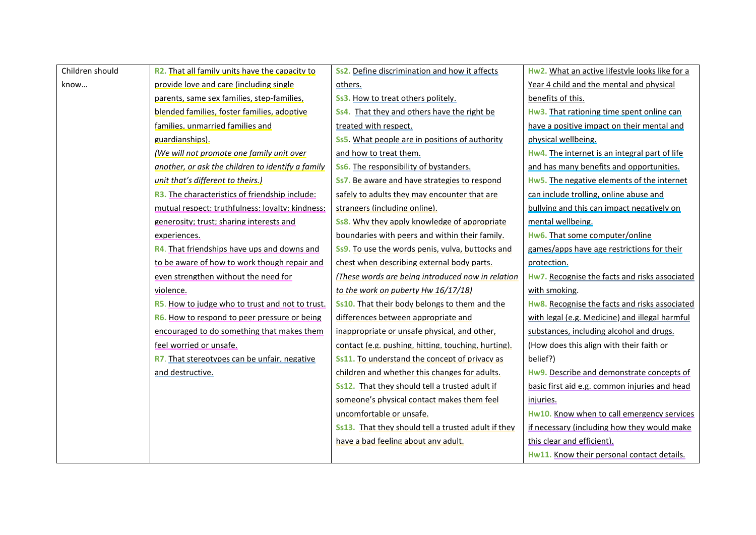| Children should know… | **R2.** That all family units have the capacity to provide love and care (including single parents, same sex families, step-families, blended families, foster families, adoptive families, unmarried families and guardianships).<br>*(We will not promote one family unit over another, or ask the children to identify a family unit that's different to theirs.)*<br>**R3.** The characteristics of friendship include: mutual respect; truthfulness; loyalty; kindness; generosity; trust; sharing interests and experiences.<br>**R4.** That friendships have ups and downs and to be aware of how to work though repair and even strengthen without the need for violence.<br>**R5.** How to judge who to trust and not to trust.<br>**R6.** How to respond to peer pressure or being encouraged to do something that makes them feel worried or unsafe.<br>**R7.** That stereotypes can be unfair, negative and destructive. | **Ss2.** Define discrimination and how it affects others.<br>**Ss3.** How to treat others politely.<br>**Ss4.** That they and others have the right be treated with respect.<br>**Ss5**. What people are in positions of authority and how to treat them.<br>**Ss6.** The responsibility of bystanders.<br>**Ss7.** Be aware and have strategies to respond safely to adults they may encounter that are strangers (including online).<br>**Ss8.** Why they apply knowledge of appropriate boundaries with peers and within their family.<br>**Ss9.** To use the words penis, vulva, buttocks and chest when describing external body parts.<br>*(These words are being introduced now in relation to the work on puberty Hw 16/17/18)*<br>**Ss10.** That their body belongs to them and the differences between appropriate and inappropriate or unsafe physical, and other, contact (e.g. pushing, hitting, touching, hurting).<br>**Ss11.** To understand the concept of privacy as children and whether this changes for adults.<br>**Ss12.** That they should tell a trusted adult if someone's physical contact makes them feel uncomfortable or unsafe.<br>**Ss13.** That they should tell a trusted adult if they have a bad feeling about any adult. | **Hw2.** What an active lifestyle looks like for a Year 4 child and the mental and physical benefits of this.<br>**Hw3.** That rationing time spent online can have a positive impact on their mental and physical wellbeing.<br>**Hw4.** The internet is an integral part of life and has many benefits and opportunities.<br>**Hw5.** The negative elements of the internet can include trolling, online abuse and bullying and this can impact negatively on mental wellbeing.<br>**Hw6.** That some computer/online games/apps have age restrictions for their protection.<br>**Hw7.** Recognise the facts and risks associated with smoking.<br>**Hw8.** Recognise the facts and risks associated with legal (e.g. Medicine) and illegal harmful substances, including alcohol and drugs.<br>(How does this align with their faith or belief?)<br>**Hw9.** Describe and demonstrate concepts of basic first aid e.g. common injuries and head injuries.<br>**Hw10.** Know when to call emergency services if necessary (including how they would make this clear and efficient).<br>**Hw11.** Know their personal contact details. |
|---|---|---|---|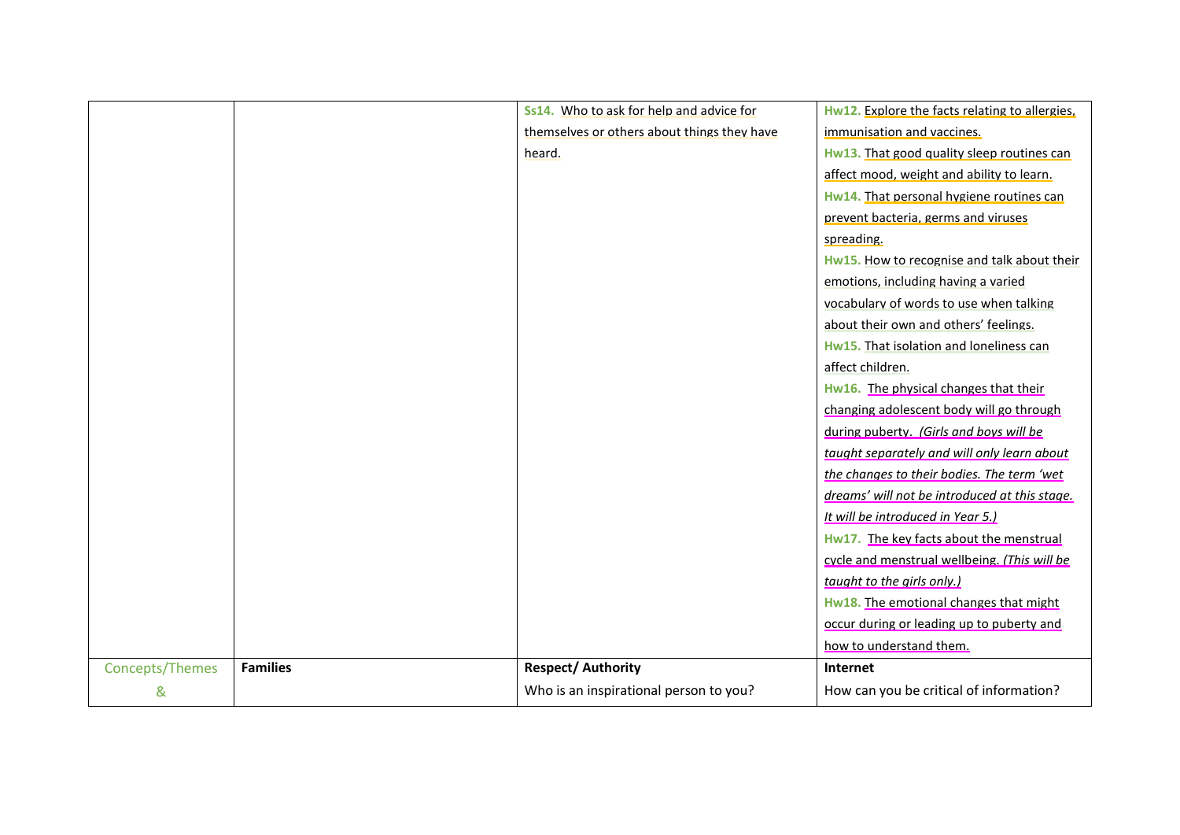| | | | |
|---|---|---|---|
| | | **Ss14.** Who to ask for help and advice for themselves or others about things they have heard. | **Hw12.** Explore the facts relating to allergies, immunisation and vaccines.<br>**Hw13.** That good quality sleep routines can affect mood, weight and ability to learn.<br>**Hw14.** That personal hygiene routines can prevent bacteria, germs and viruses spreading.<br>**Hw15.** How to recognise and talk about their emotions, including having a varied vocabulary of words to use when talking about their own and others' feelings.<br>**Hw15.** That isolation and loneliness can affect children.<br>**Hw16.** The physical changes that their changing adolescent body will go through during puberty. *(Girls and boys will be taught separately and will only learn about the changes to their bodies. The term 'wet dreams' will not be introduced at this stage. It will be introduced in Year 5.)*<br>**Hw17.** The key facts about the menstrual cycle and menstrual wellbeing. *(This will be taught to the girls only.)*<br>**Hw18.** The emotional changes that might occur during or leading up to puberty and how to understand them. |
| Concepts/Themes & | **Families** | **Respect/ Authority**<br>Who is an inspirational person to you? | **Internet**<br>How can you be critical of information? |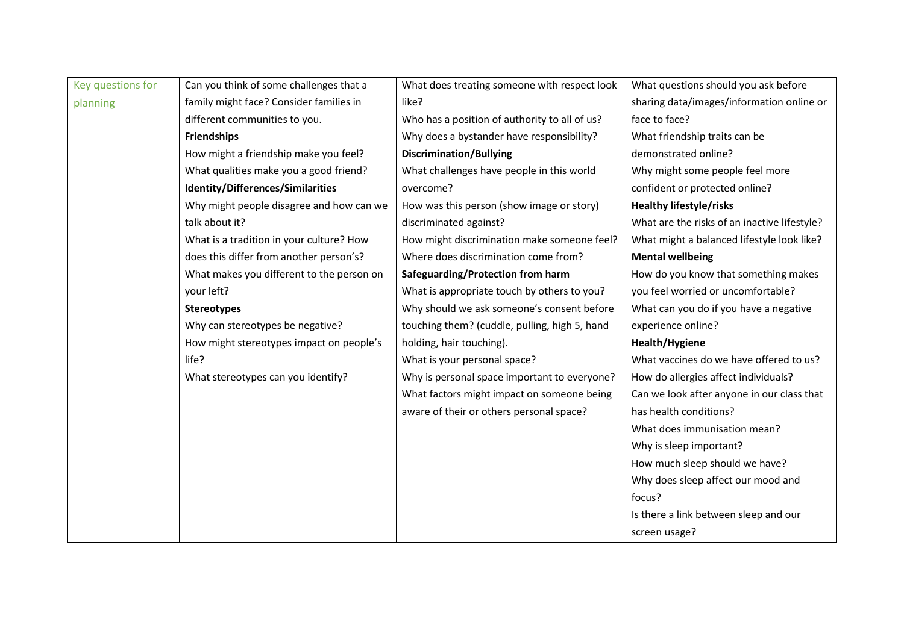| Key questions for planning | Can you think of some challenges that a family might face? Consider families in different communities to you.<br>**Friendships**<br>How might a friendship make you feel?<br>What qualities make you a good friend?<br>**Identity/Differences/Similarities**<br>Why might people disagree and how can we talk about it?<br>What is a tradition in your culture? How does this differ from another person's?<br>What makes you different to the person on your left?<br>**Stereotypes**<br>Why can stereotypes be negative?<br>How might stereotypes impact on people's life?<br>What stereotypes can you identify? | What does treating someone with respect look like?<br>Who has a position of authority to all of us?<br>Why does a bystander have responsibility?<br>**Discrimination/Bullying**<br>What challenges have people in this world overcome?<br>How was this person (show image or story) discriminated against?<br>How might discrimination make someone feel?<br>Where does discrimination come from?<br>**Safeguarding/Protection from harm**<br>What is appropriate touch by others to you?<br>Why should we ask someone's consent before touching them? (cuddle, pulling, high 5, hand holding, hair touching).<br>What is your personal space?<br>Why is personal space important to everyone?<br>What factors might impact on someone being aware of their or others personal space? | What questions should you ask before sharing data/images/information online or face to face?<br>What friendship traits can be demonstrated online?<br>Why might some people feel more confident or protected online?<br>**Healthy lifestyle/risks**<br>What are the risks of an inactive lifestyle?<br>What might a balanced lifestyle look like?<br>**Mental wellbeing**<br>How do you know that something makes you feel worried or uncomfortable?<br>What can you do if you have a negative experience online?<br>**Health/Hygiene**<br>What vaccines do we have offered to us?<br>How do allergies affect individuals?<br>Can we look after anyone in our class that has health conditions?<br>What does immunisation mean?<br>Why is sleep important?<br>How much sleep should we have?<br>Why does sleep affect our mood and focus?<br>Is there a link between sleep and our screen usage? |
|---|---|---|---|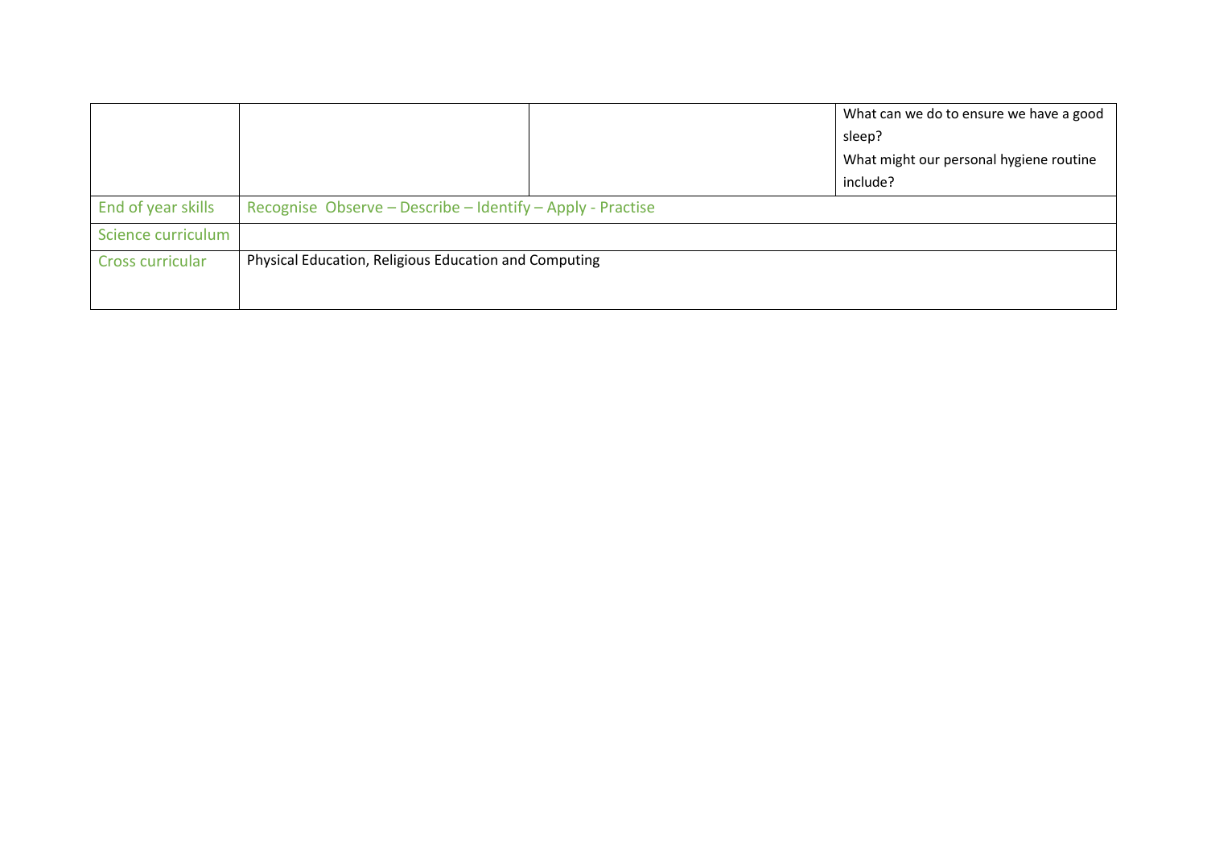|  |  |  | What can we do to ensure we have a good sleep?<br>What might our personal hygiene routine include? |
|---|---|---|---|
| End of year skills | Recognise Observe – Describe – Identify – Apply - Practise | | |
| Science curriculum | | | |
| Cross curricular | Physical Education, Religious Education and Computing | | |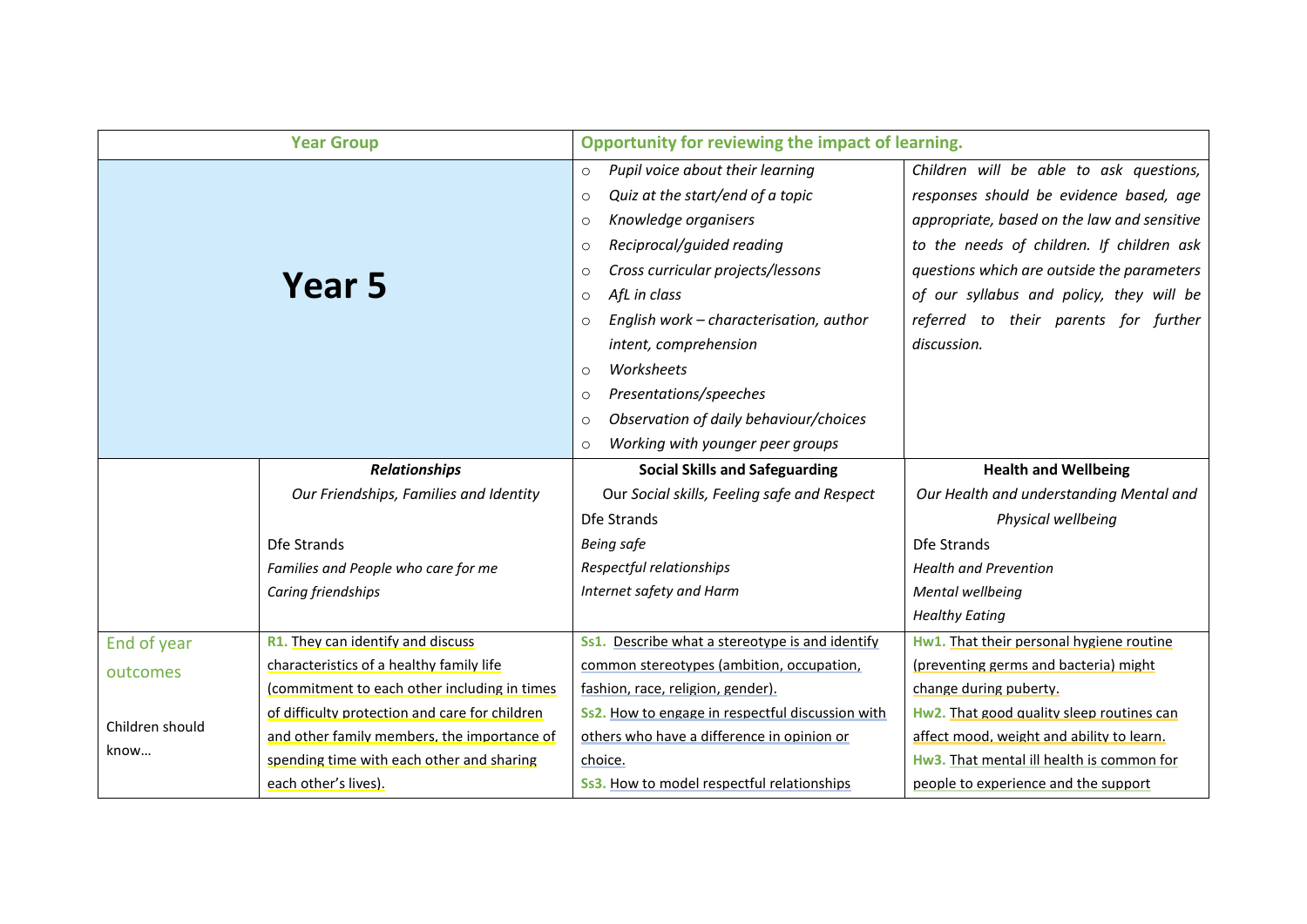| Year Group | | Opportunity for reviewing the impact of learning. | |
|---|---|---|---|
| **Year 5** | | ○ *Pupil voice about their learning*<br>○ *Quiz at the start/end of a topic*<br>○ *Knowledge organisers*<br>○ *Reciprocal/guided reading*<br>○ *Cross curricular projects/lessons*<br>○ *AfL in class*<br>○ *English work – characterisation, author intent, comprehension*<br>○ *Worksheets*<br>○ *Presentations/speeches*<br>○ *Observation of daily behaviour/choices*<br>○ *Working with younger peer groups* | *Children will be able to ask questions, responses should be evidence based, age appropriate, based on the law and sensitive to the needs of children. If children ask questions which are outside the parameters of our syllabus and policy, they will be referred to their parents for further discussion.* |
| | ***Relationships***<br>*Our Friendships, Families and Identity*<br><br>Dfe Strands<br>*Families and People who care for me*<br>*Caring friendships* | **Social Skills and Safeguarding**<br>Our *Social skills, Feeling safe and Respect*<br>Dfe Strands<br>*Being safe*<br>*Respectful relationships*<br>*Internet safety and Harm* | **Health and Wellbeing**<br>*Our Health and understanding Mental and Physical wellbeing*<br>Dfe Strands<br>*Health and Prevention*<br>*Mental wellbeing*<br>*Healthy Eating* |
| End of year outcomes<br><br>Children should know… | **R1.** They can identify and discuss characteristics of a healthy family life (commitment to each other including in times of difficulty protection and care for children and other family members, the importance of spending time with each other and sharing each other's lives). | **Ss1.** Describe what a stereotype is and identify common stereotypes (ambition, occupation, fashion, race, religion, gender).<br>**Ss2.** How to engage in respectful discussion with others who have a difference in opinion or choice.<br>**Ss3.** How to model respectful relationships | **Hw1.** That their personal hygiene routine (preventing germs and bacteria) might change during puberty.<br>**Hw2.** That good quality sleep routines can affect mood, weight and ability to learn.<br>**Hw3.** That mental ill health is common for people to experience and the support |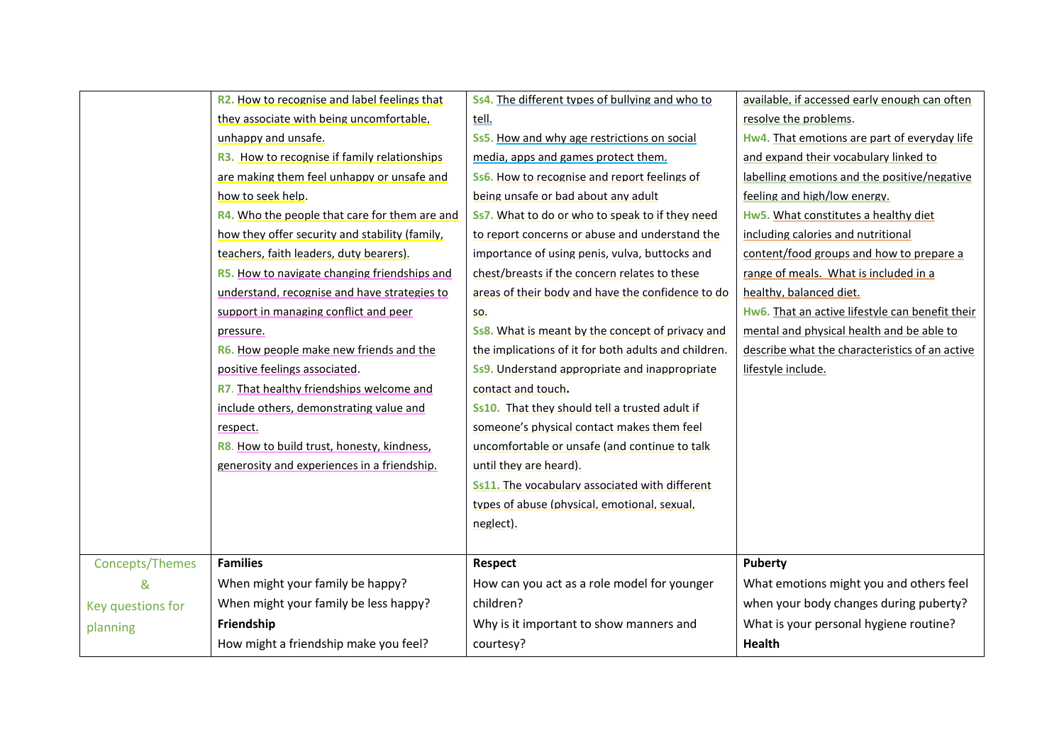| | | | |
|---|---|---|---|
| | R2. How to recognise and label feelings that they associate with being uncomfortable, unhappy and unsafe.<br>R3. How to recognise if family relationships are making them feel unhappy or unsafe and how to seek help.<br>R4. Who the people that care for them are and how they offer security and stability (family, teachers, faith leaders, duty bearers).<br>R5. How to navigate changing friendships and understand, recognise and have strategies to support in managing conflict and peer pressure.<br>R6. How people make new friends and the positive feelings associated.<br>R7. That healthy friendships welcome and include others, demonstrating value and respect.<br>R8. How to build trust, honesty, kindness, generosity and experiences in a friendship. | Ss4. The different types of bullying and who to tell.<br>Ss5. How and why age restrictions on social media, apps and games protect them.<br>Ss6. How to recognise and report feelings of being unsafe or bad about any adult<br>Ss7. What to do or who to speak to if they need to report concerns or abuse and understand the importance of using penis, vulva, buttocks and chest/breasts if the concern relates to these areas of their body and have the confidence to do so.<br>Ss8. What is meant by the concept of privacy and the implications of it for both adults and children.<br>Ss9. Understand appropriate and inappropriate contact and touch.<br>Ss10. That they should tell a trusted adult if someone's physical contact makes them feel uncomfortable or unsafe (and continue to talk until they are heard).<br>Ss11. The vocabulary associated with different types of abuse (physical, emotional, sexual, neglect). | available, if accessed early enough can often resolve the problems.<br>Hw4. That emotions are part of everyday life and expand their vocabulary linked to labelling emotions and the positive/negative feeling and high/low energy.<br>Hw5. What constitutes a healthy diet including calories and nutritional content/food groups and how to prepare a range of meals. What is included in a healthy, balanced diet.<br>Hw6. That an active lifestyle can benefit their mental and physical health and be able to describe what the characteristics of an active lifestyle include. |
| Concepts/Themes & Key questions for planning | **Families**<br>When might your family be happy?<br>When might your family be less happy?<br>**Friendship**<br>How might a friendship make you feel? | **Respect**<br>How can you act as a role model for younger children?<br>Why is it important to show manners and courtesy? | **Puberty**<br>What emotions might you and others feel when your body changes during puberty?<br>What is your personal hygiene routine?<br>**Health** |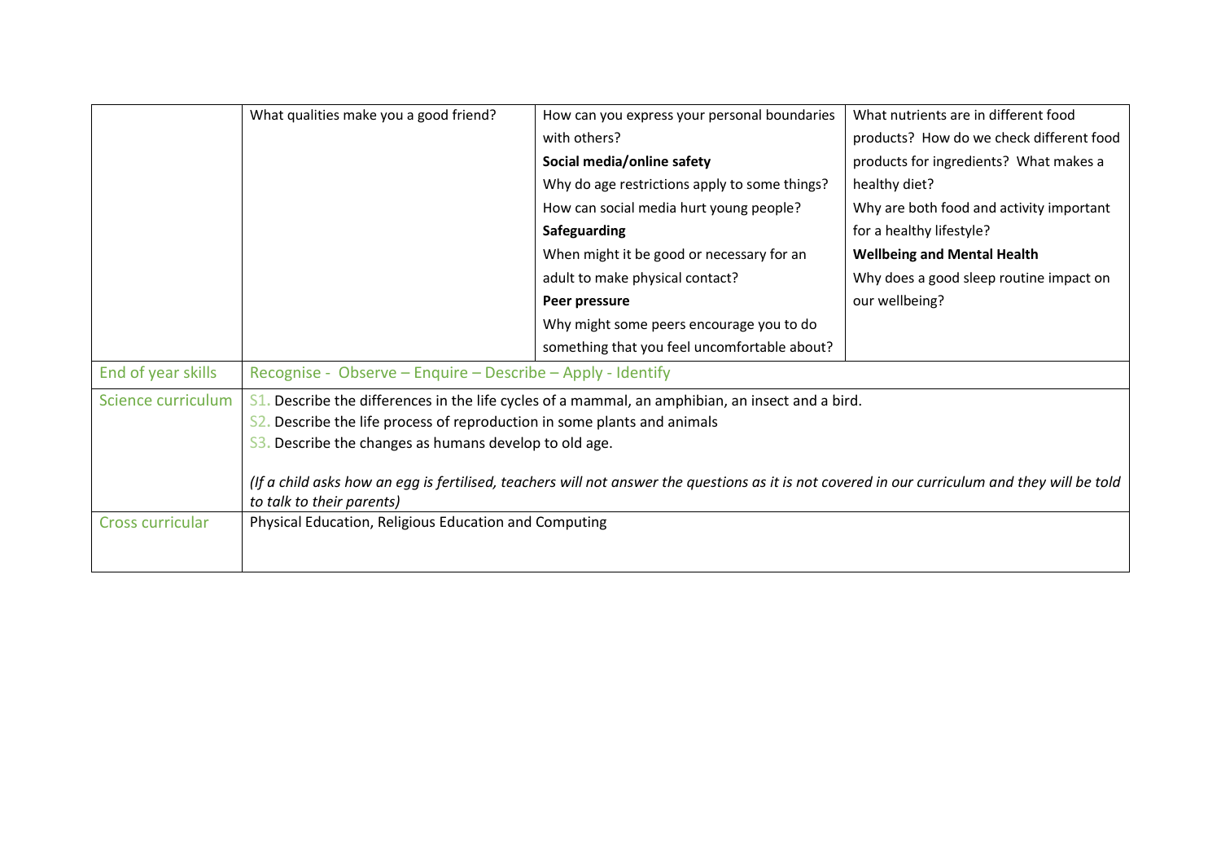| | | | |
|---|---|---|---|
| | What qualities make you a good friend? | How can you express your personal boundaries with others?<br>**Social media/online safety**<br>Why do age restrictions apply to some things?<br>How can social media hurt young people?<br>**Safeguarding**<br>When might it be good or necessary for an adult to make physical contact?<br>**Peer pressure**<br>Why might some peers encourage you to do something that you feel uncomfortable about? | What nutrients are in different food products? How do we check different food products for ingredients? What makes a healthy diet?<br>Why are both food and activity important for a healthy lifestyle?<br>**Wellbeing and Mental Health**<br>Why does a good sleep routine impact on our wellbeing? |
| End of year skills | Recognise - Observe – Enquire – Describe – Apply - Identify | | |
| Science curriculum | S1. Describe the differences in the life cycles of a mammal, an amphibian, an insect and a bird.<br>S2. Describe the life process of reproduction in some plants and animals<br>S3. Describe the changes as humans develop to old age.<br><br>*(If a child asks how an egg is fertilised, teachers will not answer the questions as it is not covered in our curriculum and they will be told to talk to their parents)* | | |
| Cross curricular | Physical Education, Religious Education and Computing | | |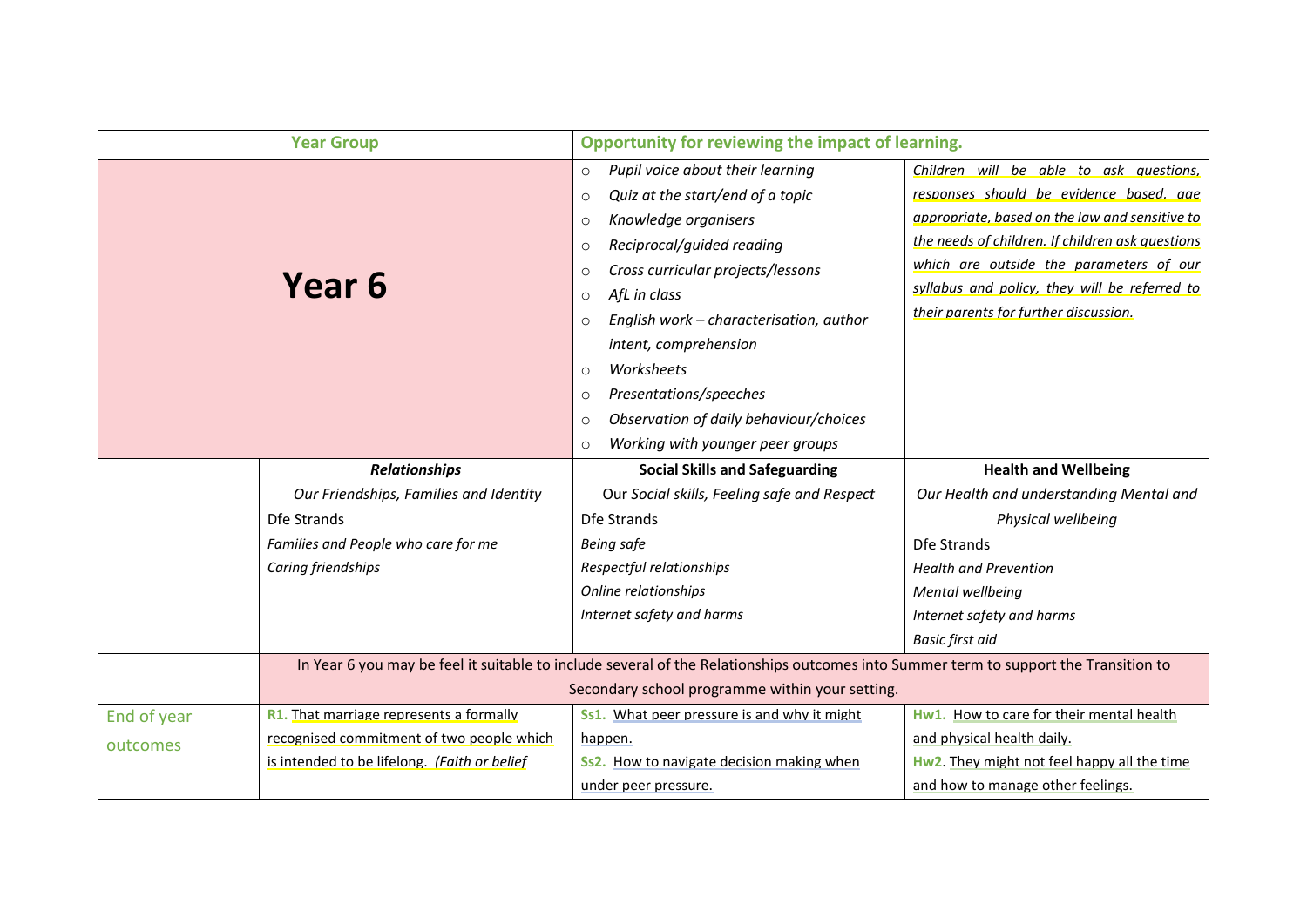| Year Group | | Opportunity for reviewing the impact of learning. | |
|---|---|---|---|
| **Year 6** | | ○ *Pupil voice about their learning*<br>○ *Quiz at the start/end of a topic*<br>○ *Knowledge organisers*<br>○ *Reciprocal/guided reading*<br>○ *Cross curricular projects/lessons*<br>○ *AfL in class*<br>○ *English work – characterisation, author intent, comprehension*<br>○ *Worksheets*<br>○ *Presentations/speeches*<br>○ *Observation of daily behaviour/choices*<br>○ *Working with younger peer groups* | *Children will be able to ask questions, responses should be evidence based, age appropriate, based on the law and sensitive to the needs of children. If children ask questions which are outside the parameters of our syllabus and policy, they will be referred to their parents for further discussion.* |
| | ***Relationships***<br>*Our Friendships, Families and Identity*<br>Dfe Strands<br>*Families and People who care for me*<br>*Caring friendships* | **Social Skills and Safeguarding**<br>Our *Social skills, Feeling safe and Respect*<br>Dfe Strands<br>*Being safe*<br>*Respectful relationships*<br>*Online relationships*<br>*Internet safety and harms* | **Health and Wellbeing**<br>*Our Health and understanding Mental and Physical wellbeing*<br>Dfe Strands<br>*Health and Prevention*<br>*Mental wellbeing*<br>*Internet safety and harms*<br>*Basic first aid* |
| | In Year 6 you may be feel it suitable to include several of the Relationships outcomes into Summer term to support the Transition to Secondary school programme within your setting. | | |
| End of year outcomes | **R1.** That marriage represents a formally recognised commitment of two people which is intended to be lifelong. *(Faith or belief* | **Ss1.** What peer pressure is and why it might happen.<br>**Ss2.** How to navigate decision making when under peer pressure. | **Hw1.** How to care for their mental health and physical health daily.<br>**Hw2.** They might not feel happy all the time and how to manage other feelings. |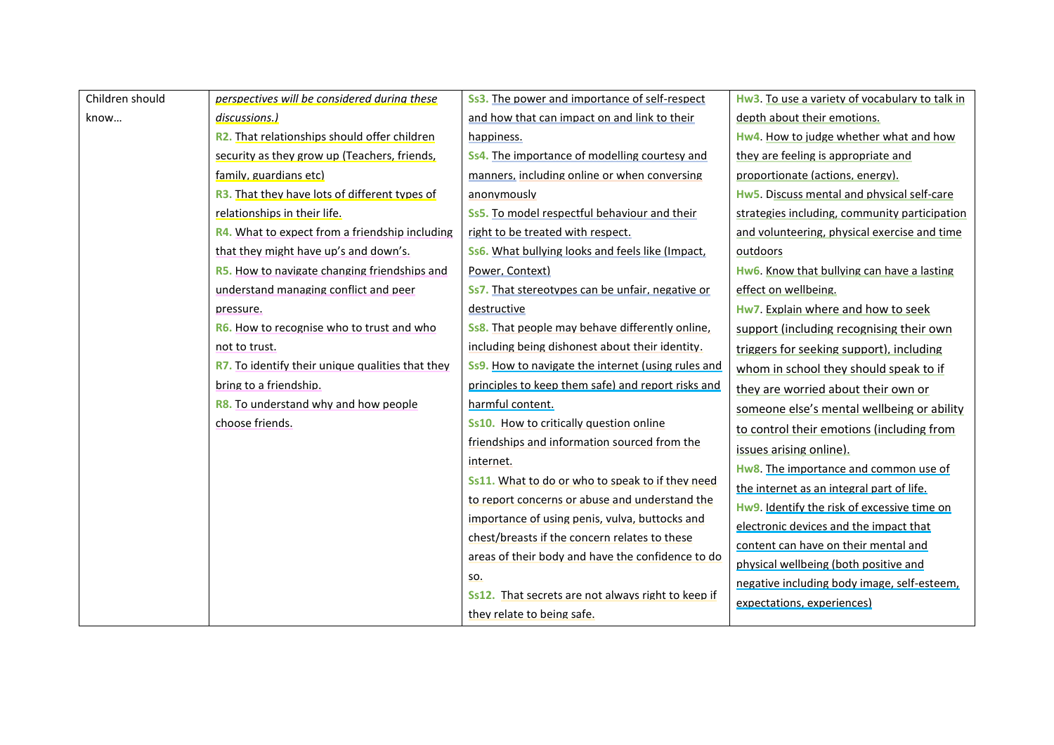| Children should know… | *perspectives will be considered during these discussions.)*<br>**R2.** That relationships should offer children security as they grow up (Teachers, friends, family, guardians etc)<br>**R3.** That they have lots of different types of relationships in their life.<br>**R4.** What to expect from a friendship including that they might have up's and down's.<br>**R5.** How to navigate changing friendships and understand managing conflict and peer pressure.<br>**R6.** How to recognise who to trust and who not to trust.<br>**R7.** To identify their unique qualities that they bring to a friendship.<br>**R8.** To understand why and how people choose friends. | **Ss3.** The power and importance of self-respect and how that can impact on and link to their happiness.<br>**Ss4.** The importance of modelling courtesy and manners, including online or when conversing anonymously<br>**Ss5.** To model respectful behaviour and their right to be treated with respect.<br>**Ss6.** What bullying looks and feels like (Impact, Power, Context)<br>**Ss7.** That stereotypes can be unfair, negative or destructive<br>**Ss8.** That people may behave differently online, including being dishonest about their identity.<br>**Ss9.** How to navigate the internet (using rules and principles to keep them safe) and report risks and harmful content.<br>**Ss10.** How to critically question online friendships and information sourced from the internet.<br>**Ss11.** What to do or who to speak to if they need to report concerns or abuse and understand the importance of using penis, vulva, buttocks and chest/breasts if the concern relates to these areas of their body and have the confidence to do so.<br>**Ss12.** That secrets are not always right to keep if they relate to being safe. | **Hw3**. To use a variety of vocabulary to talk in depth about their emotions.<br>**Hw4**. How to judge whether what and how they are feeling is appropriate and proportionate (actions, energy).<br>**Hw5**. Discuss mental and physical self-care strategies including, community participation and volunteering, physical exercise and time outdoors<br>**Hw6**. Know that bullying can have a lasting effect on wellbeing.<br>**Hw7**. Explain where and how to seek support (including recognising their own triggers for seeking support), including whom in school they should speak to if they are worried about their own or someone else's mental wellbeing or ability to control their emotions (including from issues arising online).<br>**Hw8**. The importance and common use of the internet as an integral part of life.<br>**Hw9**. Identify the risk of excessive time on electronic devices and the impact that content can have on their mental and physical wellbeing (both positive and negative including body image, self-esteem, expectations, experiences) |
|---|---|---|---|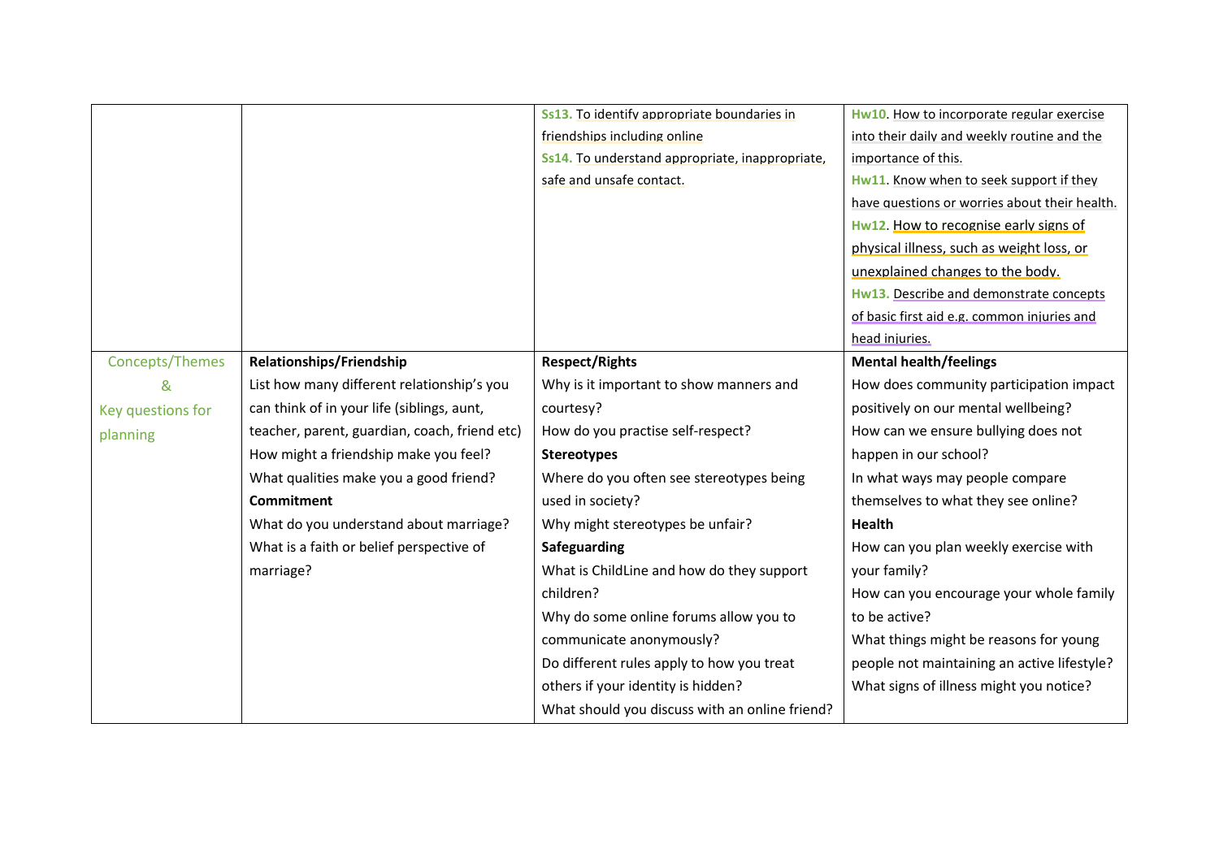| | | | |
|---|---|---|---|
| | | **Ss13.** To identify appropriate boundaries in friendships including online<br>**Ss14.** To understand appropriate, inappropriate, safe and unsafe contact. | **Hw10.** How to incorporate regular exercise into their daily and weekly routine and the importance of this.<br>**Hw11.** Know when to seek support if they have questions or worries about their health.<br>**Hw12.** How to recognise early signs of physical illness, such as weight loss, or unexplained changes to the body.<br>**Hw13.** Describe and demonstrate concepts of basic first aid e.g. common injuries and head injuries. |
| Concepts/Themes<br>&<br>Key questions for planning | **Relationships/Friendship**<br>List how many different relationship's you can think of in your life (siblings, aunt, teacher, parent, guardian, coach, friend etc)<br>How might a friendship make you feel?<br>What qualities make you a good friend?<br>**Commitment**<br>What do you understand about marriage?<br>What is a faith or belief perspective of marriage? | **Respect/Rights**<br>Why is it important to show manners and courtesy?<br>How do you practise self-respect?<br>**Stereotypes**<br>Where do you often see stereotypes being used in society?<br>Why might stereotypes be unfair?<br>**Safeguarding**<br>What is ChildLine and how do they support children?<br>Why do some online forums allow you to communicate anonymously?<br>Do different rules apply to how you treat others if your identity is hidden?<br>What should you discuss with an online friend? | **Mental health/feelings**<br>How does community participation impact positively on our mental wellbeing?<br>How can we ensure bullying does not happen in our school?<br>In what ways may people compare themselves to what they see online?<br>**Health**<br>How can you plan weekly exercise with your family?<br>How can you encourage your whole family to be active?<br>What things might be reasons for young people not maintaining an active lifestyle?<br>What signs of illness might you notice? |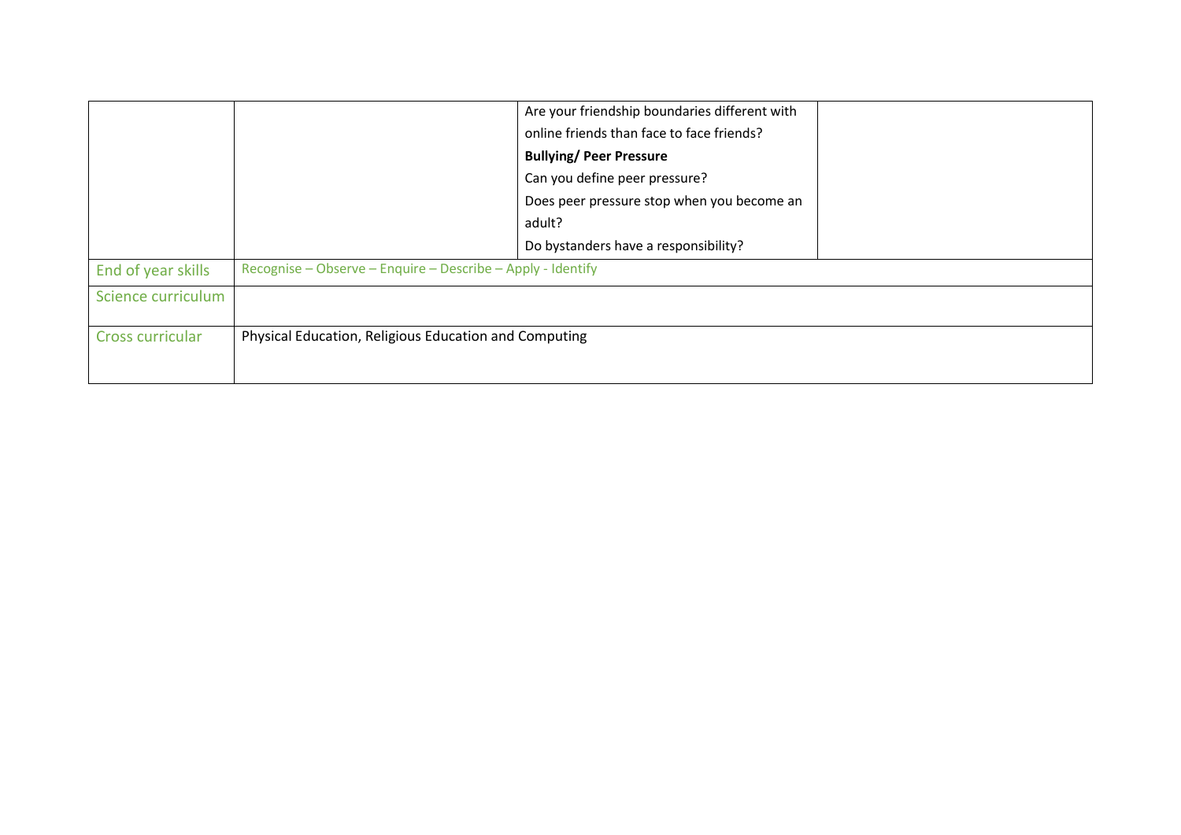| | | | |
|---|---|---|---|
| | | Are your friendship boundaries different with online friends than face to face friends?<br>**Bullying/ Peer Pressure**<br>Can you define peer pressure?<br>Does peer pressure stop when you become an adult?<br>Do bystanders have a responsibility? | |
| End of year skills | Recognise – Observe – Enquire – Describe – Apply - Identify | | |
| Science curriculum | | | |
| Cross curricular | Physical Education, Religious Education and Computing | | |